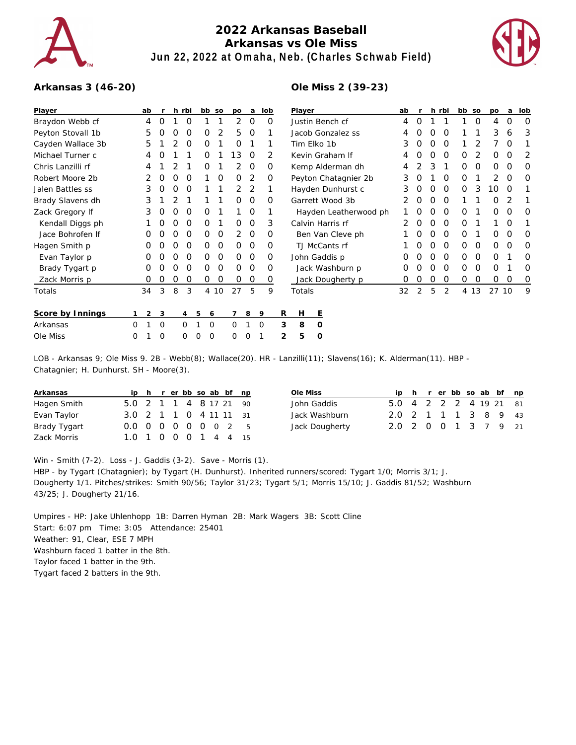# 2022 Arkansas Baseball
## Arkansas vs Ole Miss
### Jun 22, 2022 at Omaha, Neb. (Charles Schwab Field)

**Arkansas 3 (46-20)**

| Player | ab | r | h | rbi | bb | so | po | a | lob |
|---|---|---|---|---|---|---|---|---|---|
| Braydon Webb cf | 4 | 0 | 1 | 0 | 1 | 1 | 2 | 0 | 0 |
| Peyton Stovall 1b | 5 | 0 | 0 | 0 | 0 | 2 | 5 | 0 | 1 |
| Cayden Wallace 3b | 5 | 1 | 2 | 0 | 0 | 1 | 0 | 1 | 1 |
| Michael Turner c | 4 | 0 | 1 | 1 | 0 | 1 | 13 | 0 | 2 |
| Chris Lanzilli rf | 4 | 1 | 2 | 1 | 0 | 1 | 2 | 0 | 0 |
| Robert Moore 2b | 2 | 0 | 0 | 0 | 1 | 0 | 0 | 2 | 0 |
| Jalen Battles ss | 3 | 0 | 0 | 0 | 1 | 1 | 2 | 2 | 1 |
| Brady Slavens dh | 3 | 1 | 2 | 1 | 1 | 1 | 0 | 0 | 0 |
| Zack Gregory lf | 3 | 0 | 0 | 0 | 0 | 1 | 1 | 0 | 1 |
| Kendall Diggs ph | 1 | 0 | 0 | 0 | 0 | 1 | 0 | 0 | 3 |
| Jace Bohrofen lf | 0 | 0 | 0 | 0 | 0 | 0 | 2 | 0 | 0 |
| Hagen Smith p | 0 | 0 | 0 | 0 | 0 | 0 | 0 | 0 | 0 |
| Evan Taylor p | 0 | 0 | 0 | 0 | 0 | 0 | 0 | 0 | 0 |
| Brady Tygart p | 0 | 0 | 0 | 0 | 0 | 0 | 0 | 0 | 0 |
| Zack Morris p | 0 | 0 | 0 | 0 | 0 | 0 | 0 | 0 | 0 |
| Totals | 34 | 3 | 8 | 3 | 4 | 10 | 27 | 5 | 9 |

**Ole Miss 2 (39-23)**

| Player | ab | r | h | rbi | bb | so | po | a | lob |
|---|---|---|---|---|---|---|---|---|---|
| Justin Bench cf | 4 | 0 | 1 | 1 | 1 | 0 | 4 | 0 | 0 |
| Jacob Gonzalez ss | 4 | 0 | 0 | 0 | 1 | 1 | 3 | 6 | 3 |
| Tim Elko 1b | 3 | 0 | 0 | 0 | 1 | 2 | 7 | 0 | 1 |
| Kevin Graham lf | 4 | 0 | 0 | 0 | 0 | 2 | 0 | 0 | 2 |
| Kemp Alderman dh | 4 | 2 | 3 | 1 | 0 | 0 | 0 | 0 | 0 |
| Peyton Chatagnier 2b | 3 | 0 | 1 | 0 | 0 | 1 | 2 | 0 | 0 |
| Hayden Dunhurst c | 3 | 0 | 0 | 0 | 0 | 3 | 10 | 0 | 1 |
| Garrett Wood 3b | 2 | 0 | 0 | 0 | 1 | 1 | 0 | 2 | 1 |
| Hayden Leatherwood ph | 1 | 0 | 0 | 0 | 0 | 1 | 0 | 0 | 0 |
| Calvin Harris rf | 2 | 0 | 0 | 0 | 0 | 1 | 1 | 0 | 1 |
| Ben Van Cleve ph | 1 | 0 | 0 | 0 | 0 | 1 | 0 | 0 | 0 |
| TJ McCants rf | 1 | 0 | 0 | 0 | 0 | 0 | 0 | 0 | 0 |
| John Gaddis p | 0 | 0 | 0 | 0 | 0 | 0 | 0 | 1 | 0 |
| Jack Washburn p | 0 | 0 | 0 | 0 | 0 | 0 | 0 | 1 | 0 |
| Jack Dougherty p | 0 | 0 | 0 | 0 | 0 | 0 | 0 | 0 | 0 |
| Totals | 32 | 2 | 5 | 2 | 4 | 13 | 27 | 10 | 9 |

| Score by Innings | 1 | 2 | 3 | 4 | 5 | 6 | 7 | 8 | 9 | R | H | E |
|---|---|---|---|---|---|---|---|---|---|---|---|---|
| Arkansas | 0 | 1 | 0 | 0 | 1 | 0 | 0 | 1 | 0 | 3 | 8 | 0 |
| Ole Miss | 0 | 1 | 0 | 0 | 0 | 0 | 0 | 0 | 1 | 2 | 5 | 0 |

LOB - Arkansas 9; Ole Miss 9. 2B - Webb(8); Wallace(20). HR - Lanzilli(11); Slavens(16); K. Alderman(11). HBP - Chatagnier; H. Dunhurst. SH - Moore(3).

| Arkansas | ip | h | r | er | bb | so | ab | bf | np |
|---|---|---|---|---|---|---|---|---|---|
| Hagen Smith | 5.0 | 2 | 1 | 1 | 4 | 8 | 17 | 21 | 90 |
| Evan Taylor | 3.0 | 2 | 1 | 1 | 0 | 4 | 11 | 11 | 31 |
| Brady Tygart | 0.0 | 0 | 0 | 0 | 0 | 0 | 0 | 2 | 5 |
| Zack Morris | 1.0 | 1 | 0 | 0 | 0 | 1 | 4 | 4 | 15 |

| Ole Miss | ip | h | r | er | bb | so | ab | bf | np |
|---|---|---|---|---|---|---|---|---|---|
| John Gaddis | 5.0 | 4 | 2 | 2 | 2 | 4 | 19 | 21 | 81 |
| Jack Washburn | 2.0 | 2 | 1 | 1 | 1 | 3 | 8 | 9 | 43 |
| Jack Dougherty | 2.0 | 2 | 0 | 0 | 1 | 3 | 7 | 9 | 21 |

Win - Smith (7-2). Loss - J. Gaddis (3-2). Save - Morris (1).
HBP - by Tygart (Chatagnier); by Tygart (H. Dunhurst). Inherited runners/scored: Tygart 1/0; Morris 3/1; J. Dougherty 1/1. Pitches/strikes: Smith 90/56; Taylor 31/23; Tygart 5/1; Morris 15/10; J. Gaddis 81/52; Washburn 43/25; J. Dougherty 21/16.

Umpires - HP: Jake Uhlenhopp 1B: Darren Hyman 2B: Mark Wagers 3B: Scott Cline
Start: 6:07 pm Time: 3:05 Attendance: 25401
Weather: 91, Clear, ESE 7 MPH
Washburn faced 1 batter in the 8th.
Taylor faced 1 batter in the 9th.
Tygart faced 2 batters in the 9th.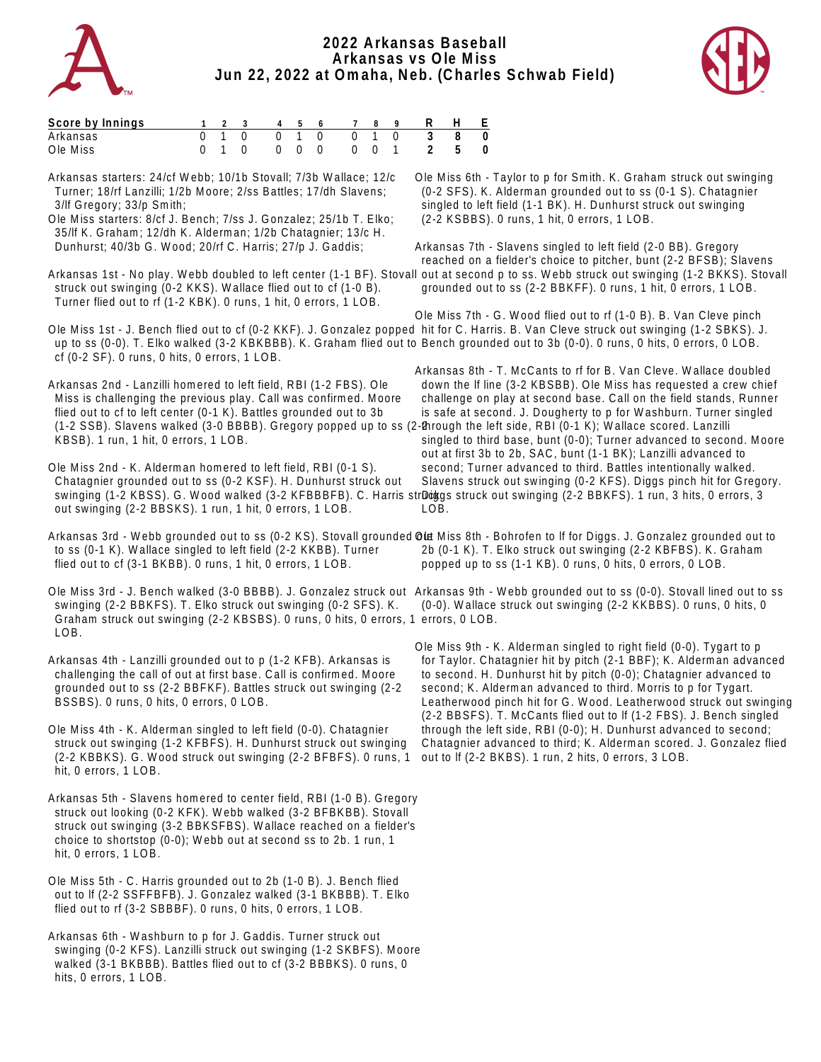# 2022 Arkansas Baseball
## Arkansas vs Ole Miss
### Jun 22, 2022 at Omaha, Neb. (Charles Schwab Field)

| Score by Innings | 1 | 2 | 3 | 4 | 5 | 6 | 7 | 8 | 9 | R | H | E |
|---|---|---|---|---|---|---|---|---|---|---|---|---|
| Arkansas | 0 | 1 | 0 | 0 | 1 | 0 | 0 | 1 | 0 | 3 | 8 | 0 |
| Ole Miss | 0 | 1 | 0 | 0 | 0 | 0 | 0 | 0 | 1 | 2 | 5 | 0 |

Arkansas starters: 24/cf Webb; 10/1b Stovall; 7/3b Wallace; 12/c Turner; 18/rf Lanzilli; 1/2b Moore; 2/ss Battles; 17/dh Slavens; 3/lf Gregory; 33/p Smith;

Ole Miss starters: 8/cf J. Bench; 7/ss J. Gonzalez; 25/1b T. Elko; 35/lf K. Graham; 12/dh K. Alderman; 1/2b Chatagnier; 13/c H. Dunhurst; 40/3b G. Wood; 20/rf C. Harris; 27/p J. Gaddis;

Arkansas 1st - No play. Webb doubled to left center (1-1 BF). Stovall struck out swinging (0-2 KKS). Wallace flied out to cf (1-0 B). Turner flied out to rf (1-2 KBK). 0 runs, 1 hit, 0 errors, 1 LOB.

Ole Miss 1st - J. Bench flied out to cf (0-2 KKF). J. Gonzalez popped up to ss (0-0). T. Elko walked (3-2 KBKBBB). K. Graham flied out to cf (0-2 SF). 0 runs, 0 hits, 0 errors, 1 LOB.

Arkansas 2nd - Lanzilli homered to left field, RBI (1-2 FBS). Ole Miss is challenging the previous play. Call was confirmed. Moore flied out to cf to left center (0-1 K). Battles grounded out to 3b (1-2 SSB). Slavens walked (3-0 BBBB). Gregory popped up to ss (2-2 KBSB). 1 run, 1 hit, 0 errors, 1 LOB.

Ole Miss 2nd - K. Alderman homered to left field, RBI (0-1 S). Chatagnier grounded out to ss (0-2 KSF). H. Dunhurst struck out swinging (1-2 KBSS). G. Wood walked (3-2 KFBBBFB). C. Harris struck out swinging (2-2 BBSKS). 1 run, 1 hit, 0 errors, 1 LOB.

Arkansas 3rd - Webb grounded out to ss (0-2 KS). Stovall grounded out to ss (0-1 K). Wallace singled to left field (2-2 KKBB). Turner flied out to cf (3-1 BKBB). 0 runs, 1 hit, 0 errors, 1 LOB.

Ole Miss 3rd - J. Bench walked (3-0 BBBB). J. Gonzalez struck out swinging (2-2 BBKFS). T. Elko struck out swinging (0-2 SFS). K. Graham struck out swinging (2-2 KBSBS). 0 runs, 0 hits, 0 errors, 1 LOB.

Arkansas 4th - Lanzilli grounded out to p (1-2 KFB). Arkansas is challenging the call of out at first base. Call is confirmed. Moore grounded out to ss (2-2 BBFKF). Battles struck out swinging (2-2 BSSBS). 0 runs, 0 hits, 0 errors, 0 LOB.

Ole Miss 4th - K. Alderman singled to left field (0-0). Chatagnier struck out swinging (1-2 KFBFS). H. Dunhurst struck out swinging (2-2 KBBKS). G. Wood struck out swinging (2-2 BFBFS). 0 runs, 1 hit, 0 errors, 1 LOB.

Arkansas 5th - Slavens homered to center field, RBI (1-0 B). Gregory struck out looking (0-2 KFK). Webb walked (3-2 BFBKBB). Stovall struck out swinging (3-2 BBKSFBS). Wallace reached on a fielder's choice to shortstop (0-0); Webb out at second ss to 2b. 1 run, 1 hit, 0 errors, 1 LOB.

Ole Miss 5th - C. Harris grounded out to 2b (1-0 B). J. Bench flied out to lf (2-2 SSFFBFB). J. Gonzalez walked (3-1 BKBBB). T. Elko flied out to rf (3-2 SBBBF). 0 runs, 0 hits, 0 errors, 1 LOB.

Arkansas 6th - Washburn to p for J. Gaddis. Turner struck out swinging (0-2 KFS). Lanzilli struck out swinging (1-2 SKBFS). Moore walked (3-1 BKBBB). Battles flied out to cf (3-2 BBBKS). 0 runs, 0 hits, 0 errors, 1 LOB.

Ole Miss 6th - Taylor to p for Smith. K. Graham struck out swinging (0-2 SFS). K. Alderman grounded out to ss (0-1 S). Chatagnier singled to left field (1-1 BK). H. Dunhurst struck out swinging (2-2 KSBBS). 0 runs, 1 hit, 0 errors, 1 LOB.

Arkansas 7th - Slavens singled to left field (2-0 BB). Gregory reached on a fielder's choice to pitcher, bunt (2-2 BFSB); Slavens out at second p to ss. Webb struck out swinging (1-2 BKKS). Stovall grounded out to ss (2-2 BBKFF). 0 runs, 1 hit, 0 errors, 1 LOB.

Ole Miss 7th - G. Wood flied out to rf (1-0 B). B. Van Cleve pinch hit for C. Harris. B. Van Cleve struck out swinging (1-2 SBKS). J. Bench grounded out to 3b (0-0). 0 runs, 0 hits, 0 errors, 0 LOB.

Arkansas 8th - T. McCants to rf for B. Van Cleve. Wallace doubled down the lf line (3-2 KBSBB). Ole Miss has requested a crew chief challenge on play at second base. Call on the field stands, Runner is safe at second. J. Dougherty to p for Washburn. Turner singled through the left side, RBI (0-1 K); Wallace scored. Lanzilli singled to third base, bunt (0-0); Turner advanced to second. Moore out at first 3b to 2b, SAC, bunt (1-1 BK); Lanzilli advanced to second; Turner advanced to third. Battles intentionally walked. Slavens struck out swinging (0-2 KFS). Diggs pinch hit for Gregory. Diggs struck out swinging (2-2 BBKFS). 1 run, 3 hits, 0 errors, 3 LOB.

Ole Miss 8th - Bohrofen to lf for Diggs. J. Gonzalez grounded out to 2b (0-1 K). T. Elko struck out swinging (2-2 KBFBS). K. Graham popped up to ss (1-1 KB). 0 runs, 0 hits, 0 errors, 0 LOB.

Arkansas 9th - Webb grounded out to ss (0-0). Stovall lined out to ss (0-0). Wallace struck out swinging (2-2 KKBBS). 0 runs, 0 hits, 0 errors, 0 LOB.

Ole Miss 9th - K. Alderman singled to right field (0-0). Tygart to p for Taylor. Chatagnier hit by pitch (2-1 BBF); K. Alderman advanced to second. H. Dunhurst hit by pitch (0-0); Chatagnier advanced to second; K. Alderman advanced to third. Morris to p for Tygart. Leatherwood pinch hit for G. Wood. Leatherwood struck out swinging (2-2 BBSFS). T. McCants flied out to lf (1-2 FBS). J. Bench singled through the left side, RBI (0-0); H. Dunhurst advanced to second; Chatagnier advanced to third; K. Alderman scored. J. Gonzalez flied out to lf (2-2 BKBS). 1 run, 2 hits, 0 errors, 3 LOB.